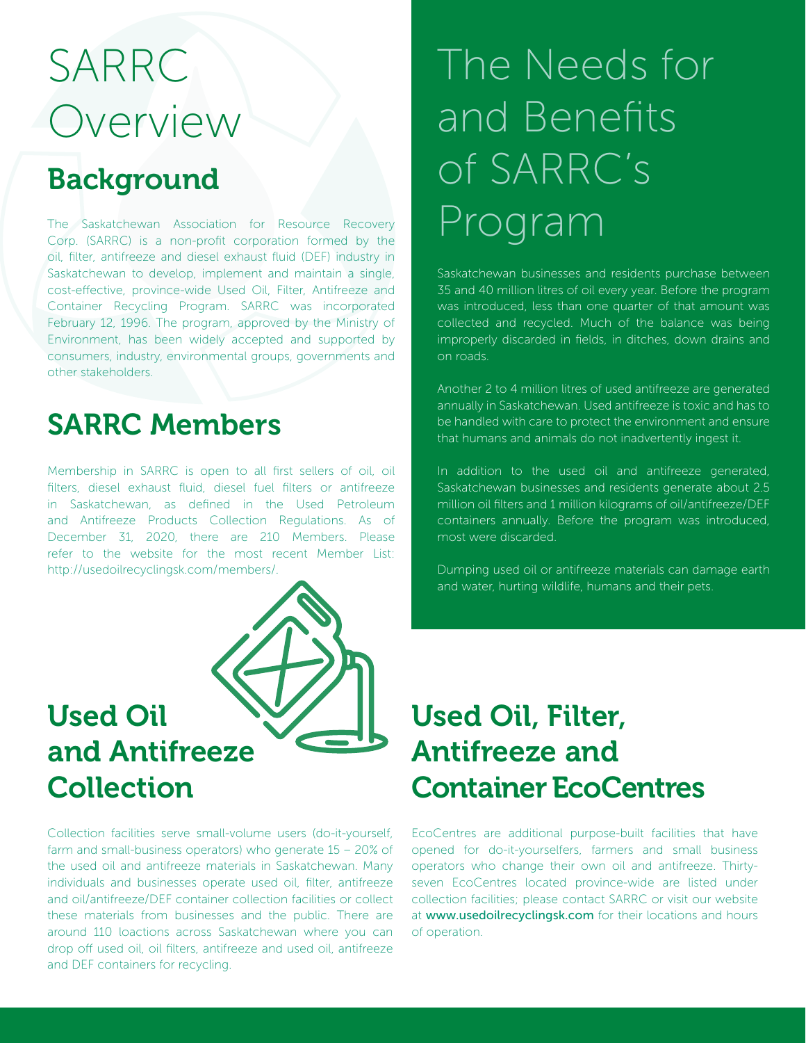# SARRC Overview

## Background

The Saskatchewan Association for Resource Recovery Corp. (SARRC) is a non-profit corporation formed by the oil, filter, antifreeze and diesel exhaust fluid (DEF) industry in Saskatchewan to develop, implement and maintain a single, cost-effective, province-wide Used Oil, Filter, Antifreeze and Container Recycling Program. SARRC was incorporated February 12, 1996. The program, approved by the Ministry of Environment, has been widely accepted and supported by consumers, industry, environmental groups, governments and other stakeholders.

## SARRC Members

Membership in SARRC is open to all first sellers of oil, oil filters, diesel exhaust fluid, diesel fuel filters or antifreeze in Saskatchewan, as defined in the Used Petroleum and Antifreeze Products Collection Regulations. As of December 31, 2020, there are 210 Members. Please refer to the website for the most recent Member List: http://usedoilrecyclingsk.com/members/.

## Used Oil and Antifreeze Collection

Collection facilities serve small-volume users (do-it-yourself, farm and small-business operators) who generate 15 – 20% of the used oil and antifreeze materials in Saskatchewan. Many individuals and businesses operate used oil, filter, antifreeze and oil/antifreeze/DEF container collection facilities or collect these materials from businesses and the public. There are around 110 loactions across Saskatchewan where you can drop off used oil, oil filters, antifreeze and used oil, antifreeze and DEF containers for recycling.

# The Needs for and Benefits of SARRC's Program

Saskatchewan businesses and residents purchase between 35 and 40 million litres of oil every year. Before the program was introduced, less than one quarter of that amount was collected and recycled. Much of the balance was being improperly discarded in fields, in ditches, down drains and on roads.

Another 2 to 4 million litres of used antifreeze are generated annually in Saskatchewan. Used antifreeze is toxic and has to be handled with care to protect the environment and ensure that humans and animals do not inadvertently ingest it.

In addition to the used oil and antifreeze generated, Saskatchewan businesses and residents generate about 2.5 million oil filters and 1 million kilograms of oil/antifreeze/DEF containers annually. Before the program was introduced, most were discarded.

Dumping used oil or antifreeze materials can damage earth and water, hurting wildlife, humans and their pets.

## Used Oil, Filter, Antifreeze and Container EcoCentres

EcoCentres are additional purpose-built facilities that have opened for do-it-yourselfers, farmers and small business operators who change their own oil and antifreeze. Thirty-seven EcoCentres located province-wide are listed under collection facilities; please contact SARRC or visit our website at **www.usedoilrecyclingsk.com** for their locations and hours of operation.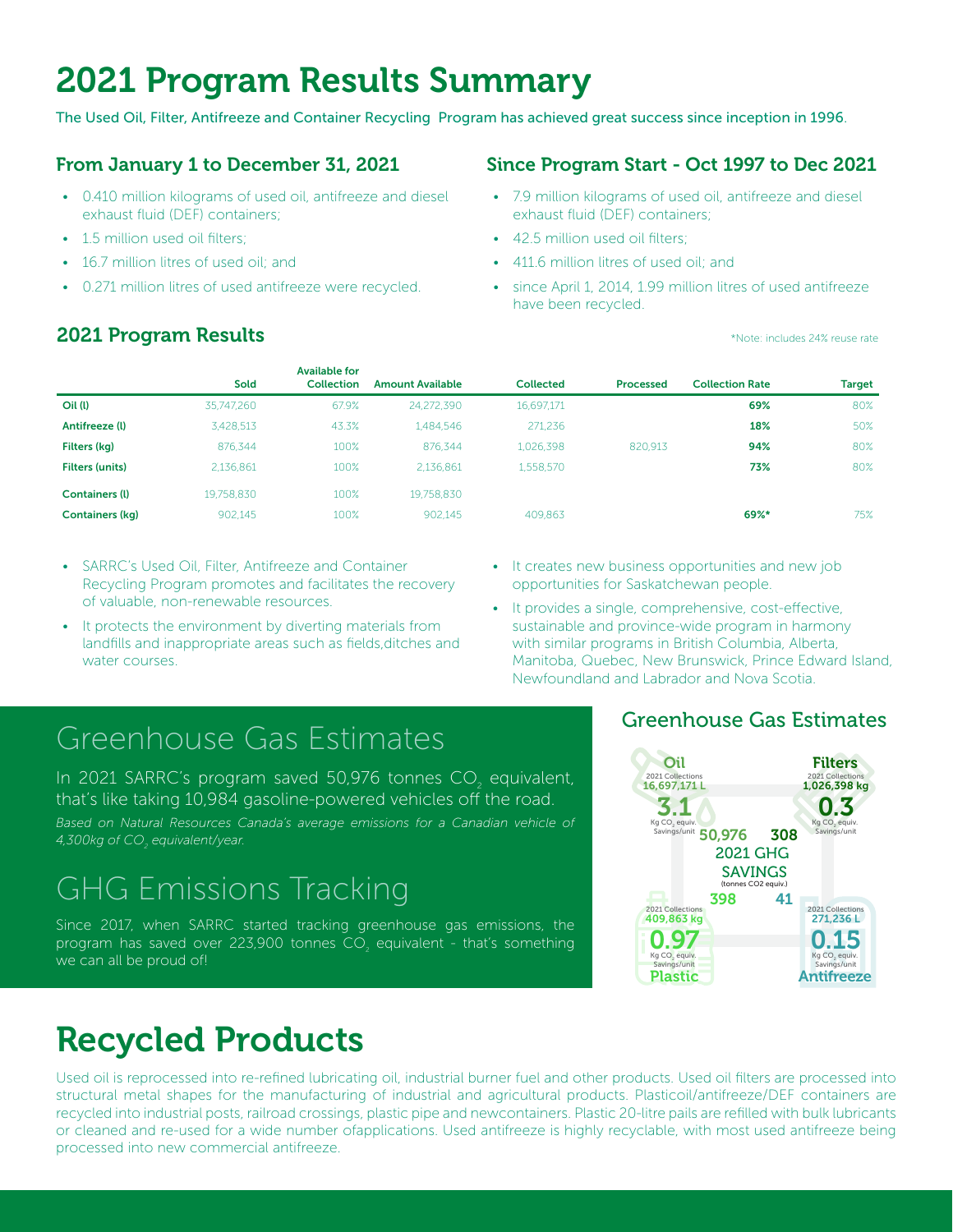# 2021 Program Results Summary

The Used Oil, Filter, Antifreeze and Container Recycling Program has achieved great success since inception in 1996.

## From January 1 to December 31, 2021

- 0.410 million kilograms of used oil, antifreeze and diesel exhaust fluid (DEF) containers;
- 1.5 million used oil filters;
- 16.7 million litres of used oil; and
- 0.271 million litres of used antifreeze were recycled.

## Since Program Start - Oct 1997 to Dec 2021

- 7.9 million kilograms of used oil, antifreeze and diesel exhaust fluid (DEF) containers;
- 42.5 million used oil filters;
- 411.6 million litres of used oil; and
- since April 1, 2014, 1.99 million litres of used antifreeze have been recycled.

## 2021 Program Results

*Note: includes 24% reuse rate

| | Sold | Available for Collection | Amount Available | Collected | Processed | Collection Rate | Target |
|---|---|---|---|---|---|---|---|
| **Oil (l)** | 35,747,260 | 67.9% | 24,272,390 | 16,697,171 | | **69%** | 80% |
| **Antifreeze (l)** | 3,428,513 | 43.3% | 1,484,546 | 271,236 | | **18%** | 50% |
| **Filters (kg)** | 876,344 | 100% | 876,344 | 1,026,398 | 820,913 | **94%** | 80% |
| **Filters (units)** | 2,136,861 | 100% | 2,136,861 | 1,558,570 | | **73%** | 80% |
| **Containers (l)** | 19,758,830 | 100% | 19,758,830 | | | | |
| **Containers (kg)** | 902,145 | 100% | 902,145 | 409,863 | | **69%*** | 75% |

- SARRC's Used Oil, Filter, Antifreeze and Container Recycling Program promotes and facilitates the recovery of valuable, non-renewable resources.
- It protects the environment by diverting materials from landfills and inappropriate areas such as fields,ditches and water courses.
- It creates new business opportunities and new job opportunities for Saskatchewan people.
- It provides a single, comprehensive, cost-effective, sustainable and province-wide program in harmony with similar programs in British Columbia, Alberta, Manitoba, Quebec, New Brunswick, Prince Edward Island, Newfoundland and Labrador and Nova Scotia.

## Greenhouse Gas Estimates

In 2021 SARRC's program saved 50,976 tonnes $CO_2$ equivalent, that's like taking 10,984 gasoline-powered vehicles off the road.

*Based on Natural Resources Canada's average emissions for a Canadian vehicle of 4,300kg of $CO_2$ equivalent/year.*

## GHG Emissions Tracking

Since 2017, when SARRC started tracking greenhouse gas emissions, the program has saved over 223,900 tonnes $CO_2$ equivalent - that's something we can all be proud of!

## Greenhouse Gas Estimates

Oil
2021 Collections
16,697,171 L
3.1
Kg $CO_2$ equiv. Savings/unit

Filters
2021 Collections
1,026,398 kg
0.3
Kg $CO_2$ equiv. Savings/unit

50,976
308
2021 GHG SAVINGS
(tonnes CO2 equiv.)
398
41

Plastic
2021 Collections
409,863 kg
0.97
Kg $CO_2$ equiv. Savings/unit

Antifreeze
2021 Collections
271,236 L
0.15
Kg $CO_2$ equiv. Savings/unit

# Recycled Products

Used oil is reprocessed into re-refined lubricating oil, industrial burner fuel and other products. Used oil filters are processed into structural metal shapes for the manufacturing of industrial and agricultural products. Plasticoil/antifreeze/DEF containers are recycled into industrial posts, railroad crossings, plastic pipe and newcontainers. Plastic 20-litre pails are refilled with bulk lubricants or cleaned and re-used for a wide number ofapplications. Used antifreeze is highly recyclable, with most used antifreeze being processed into new commercial antifreeze.